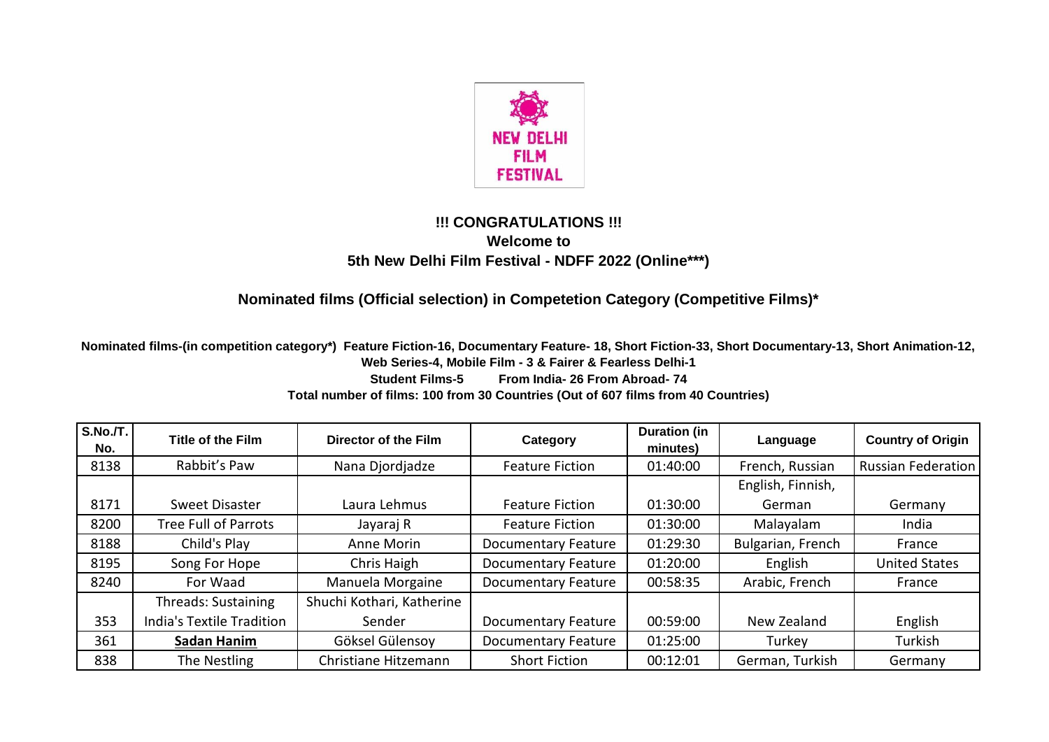NEW DELHI FILM FESTIVAL

**!!! CONGRATULATIONS !!!**

**Welcome to**

**5th New Delhi Film Festival - NDFF 2022 (Online***)**

## Nominated films (Official selection) in Competetion Category (Competitive Films)*

**Nominated films-(in competition category*) Feature Fiction-16, Documentary Feature- 18, Short Fiction-33, Short Documentary-13, Short Animation-12, Web Series-4, Mobile Film - 3 & Fairer & Fearless Delhi-1**

**Student Films-5 From India- 26 From Abroad- 74**

**Total number of films: 100 from 30 Countries (Out of 607 films from 40 Countries)**

| S.No./T. No. | Title of the Film | Director of the Film | Category | Duration (in minutes) | Language | Country of Origin |
|---|---|---|---|---|---|---|
| 8138 | Rabbit's Paw | Nana Djordjadze | Feature Fiction | 01:40:00 | French, Russian | Russian Federation |
| 8171 | Sweet Disaster | Laura Lehmus | Feature Fiction | 01:30:00 | English, Finnish, German | Germany |
| 8200 | Tree Full of Parrots | Jayaraj R | Feature Fiction | 01:30:00 | Malayalam | India |
| 8188 | Child's Play | Anne Morin | Documentary Feature | 01:29:30 | Bulgarian, French | France |
| 8195 | Song For Hope | Chris Haigh | Documentary Feature | 01:20:00 | English | United States |
| 8240 | For Waad | Manuela Morgaine | Documentary Feature | 00:58:35 | Arabic, French | France |
| 353 | Threads: Sustaining India's Textile Tradition | Shuchi Kothari, Katherine Sender | Documentary Feature | 00:59:00 | New Zealand | English |
| 361 | **Sadan Hanim** | Göksel Gülensoy | Documentary Feature | 01:25:00 | Turkey | Turkish |
| 838 | The Nestling | Christiane Hitzemann | Short Fiction | 00:12:01 | German, Turkish | Germany |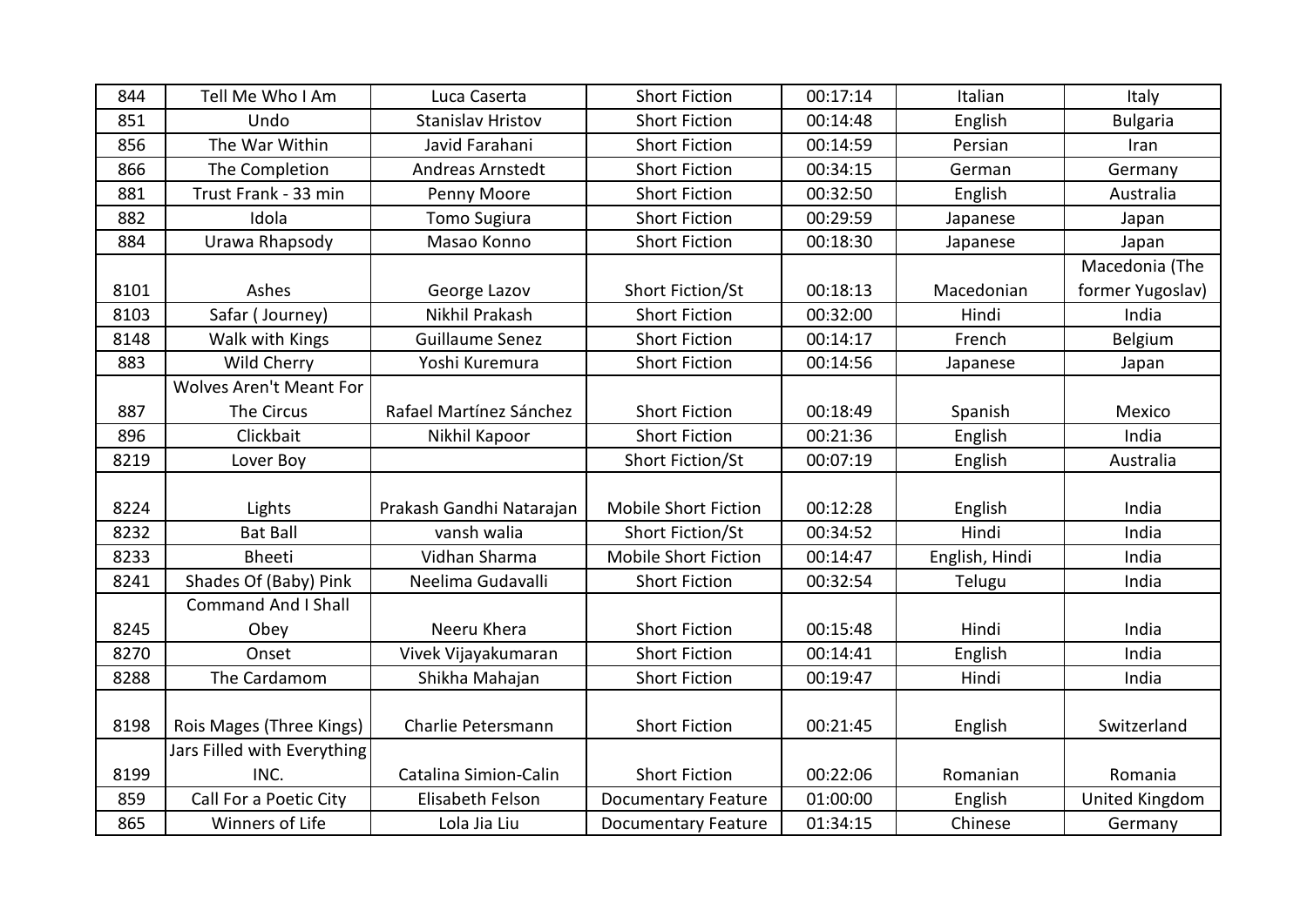| 844 | Tell Me Who I Am | Luca Caserta | Short Fiction | 00:17:14 | Italian | Italy |
|---|---|---|---|---|---|---|
| 851 | Undo | Stanislav Hristov | Short Fiction | 00:14:48 | English | Bulgaria |
| 856 | The War Within | Javid Farahani | Short Fiction | 00:14:59 | Persian | Iran |
| 866 | The Completion | Andreas Arnstedt | Short Fiction | 00:34:15 | German | Germany |
| 881 | Trust Frank - 33 min | Penny Moore | Short Fiction | 00:32:50 | English | Australia |
| 882 | Idola | Tomo Sugiura | Short Fiction | 00:29:59 | Japanese | Japan |
| 884 | Urawa Rhapsody | Masao Konno | Short Fiction | 00:18:30 | Japanese | Japan |
| 8101 | Ashes | George Lazov | Short Fiction/St | 00:18:13 | Macedonian | Macedonia (The former Yugoslav) |
| 8103 | Safar ( Journey) | Nikhil Prakash | Short Fiction | 00:32:00 | Hindi | India |
| 8148 | Walk with Kings | Guillaume Senez | Short Fiction | 00:14:17 | French | Belgium |
| 883 | Wild Cherry | Yoshi Kuremura | Short Fiction | 00:14:56 | Japanese | Japan |
| 887 | Wolves Aren't Meant For The Circus | Rafael Martínez Sánchez | Short Fiction | 00:18:49 | Spanish | Mexico |
| 896 | Clickbait | Nikhil Kapoor | Short Fiction | 00:21:36 | English | India |
| 8219 | Lover Boy | | Short Fiction/St | 00:07:19 | English | Australia |
| 8224 | Lights | Prakash Gandhi Natarajan | Mobile Short Fiction | 00:12:28 | English | India |
| 8232 | Bat Ball | vansh walia | Short Fiction/St | 00:34:52 | Hindi | India |
| 8233 | Bheeti | Vidhan Sharma | Mobile Short Fiction | 00:14:47 | English, Hindi | India |
| 8241 | Shades Of (Baby) Pink | Neelima Gudavalli | Short Fiction | 00:32:54 | Telugu | India |
| 8245 | Command And I Shall Obey | Neeru Khera | Short Fiction | 00:15:48 | Hindi | India |
| 8270 | Onset | Vivek Vijayakumaran | Short Fiction | 00:14:41 | English | India |
| 8288 | The Cardamom | Shikha Mahajan | Short Fiction | 00:19:47 | Hindi | India |
| 8198 | Rois Mages (Three Kings) | Charlie Petersmann | Short Fiction | 00:21:45 | English | Switzerland |
| 8199 | Jars Filled with Everything INC. | Catalina Simion-Calin | Short Fiction | 00:22:06 | Romanian | Romania |
| 859 | Call For a Poetic City | Elisabeth Felson | Documentary Feature | 01:00:00 | English | United Kingdom |
| 865 | Winners of Life | Lola Jia Liu | Documentary Feature | 01:34:15 | Chinese | Germany |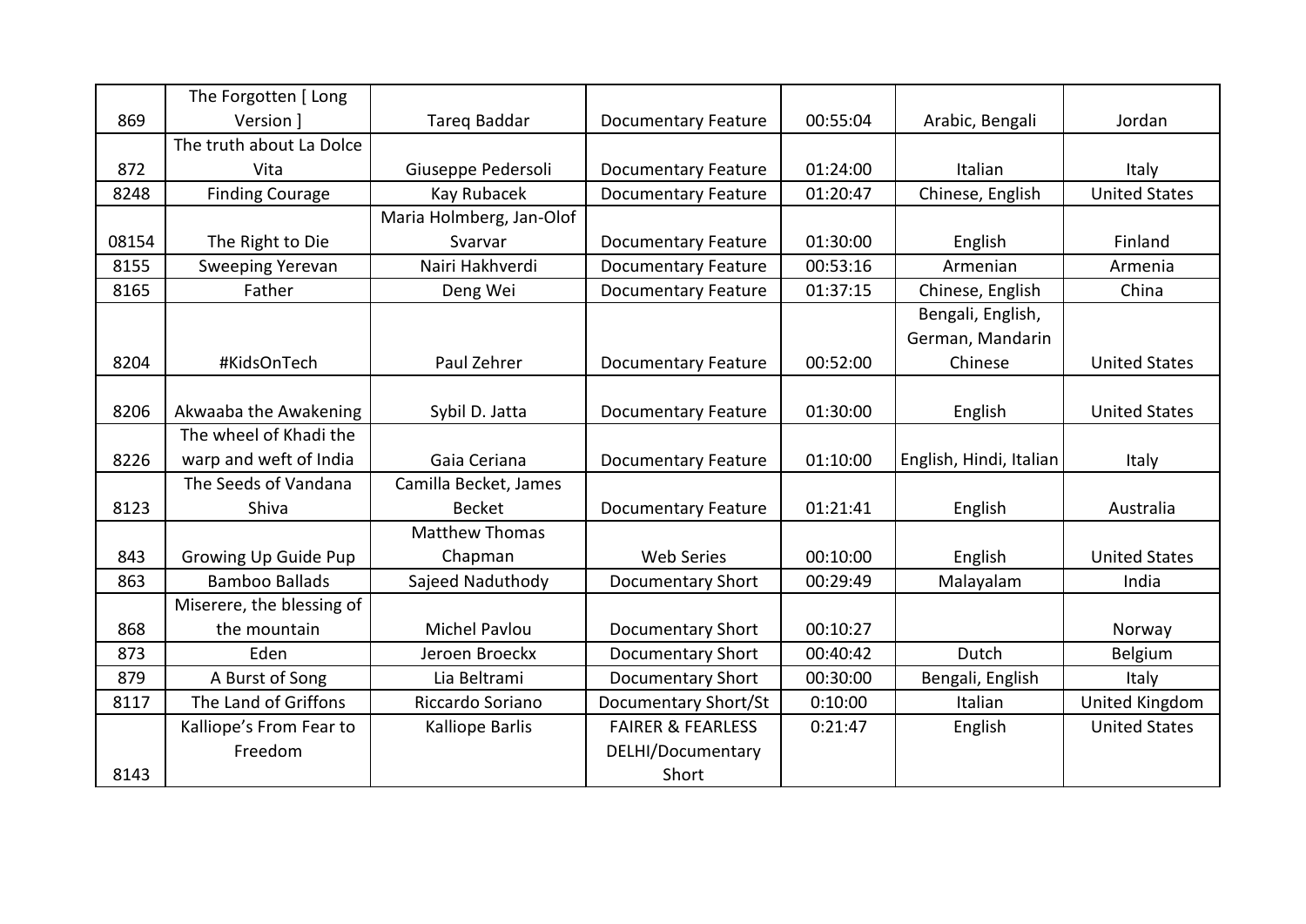| 869 | The Forgotten [ Long Version ] | Tareq Baddar | Documentary Feature | 00:55:04 | Arabic, Bengali | Jordan |
|---|---|---|---|---|---|---|
| 872 | The truth about La Dolce Vita | Giuseppe Pedersoli | Documentary Feature | 01:24:00 | Italian | Italy |
| 8248 | Finding Courage | Kay Rubacek | Documentary Feature | 01:20:47 | Chinese, English | United States |
| 08154 | The Right to Die | Maria Holmberg, Jan-Olof Svarvar | Documentary Feature | 01:30:00 | English | Finland |
| 8155 | Sweeping Yerevan | Nairi Hakhverdi | Documentary Feature | 00:53:16 | Armenian | Armenia |
| 8165 | Father | Deng Wei | Documentary Feature | 01:37:15 | Chinese, English | China |
| 8204 | #KidsOnTech | Paul Zehrer | Documentary Feature | 00:52:00 | Bengali, English, German, Mandarin Chinese | United States |
| 8206 | Akwaaba the Awakening | Sybil D. Jatta | Documentary Feature | 01:30:00 | English | United States |
| 8226 | The wheel of Khadi the warp and weft of India | Gaia Ceriana | Documentary Feature | 01:10:00 | English, Hindi, Italian | Italy |
| 8123 | The Seeds of Vandana Shiva | Camilla Becket, James Becket | Documentary Feature | 01:21:41 | English | Australia |
| 843 | Growing Up Guide Pup | Matthew Thomas Chapman | Web Series | 00:10:00 | English | United States |
| 863 | Bamboo Ballads | Sajeed Naduthody | Documentary Short | 00:29:49 | Malayalam | India |
| 868 | Miserere, the blessing of the mountain | Michel Pavlou | Documentary Short | 00:10:27 | | Norway |
| 873 | Eden | Jeroen Broeckx | Documentary Short | 00:40:42 | Dutch | Belgium |
| 879 | A Burst of Song | Lia Beltrami | Documentary Short | 00:30:00 | Bengali, English | Italy |
| 8117 | The Land of Griffons | Riccardo Soriano | Documentary Short/St | 0:10:00 | Italian | United Kingdom |
| 8143 | Kalliope's From Fear to Freedom | Kalliope Barlis | FAIRER & FEARLESS DELHI/Documentary Short | 0:21:47 | English | United States |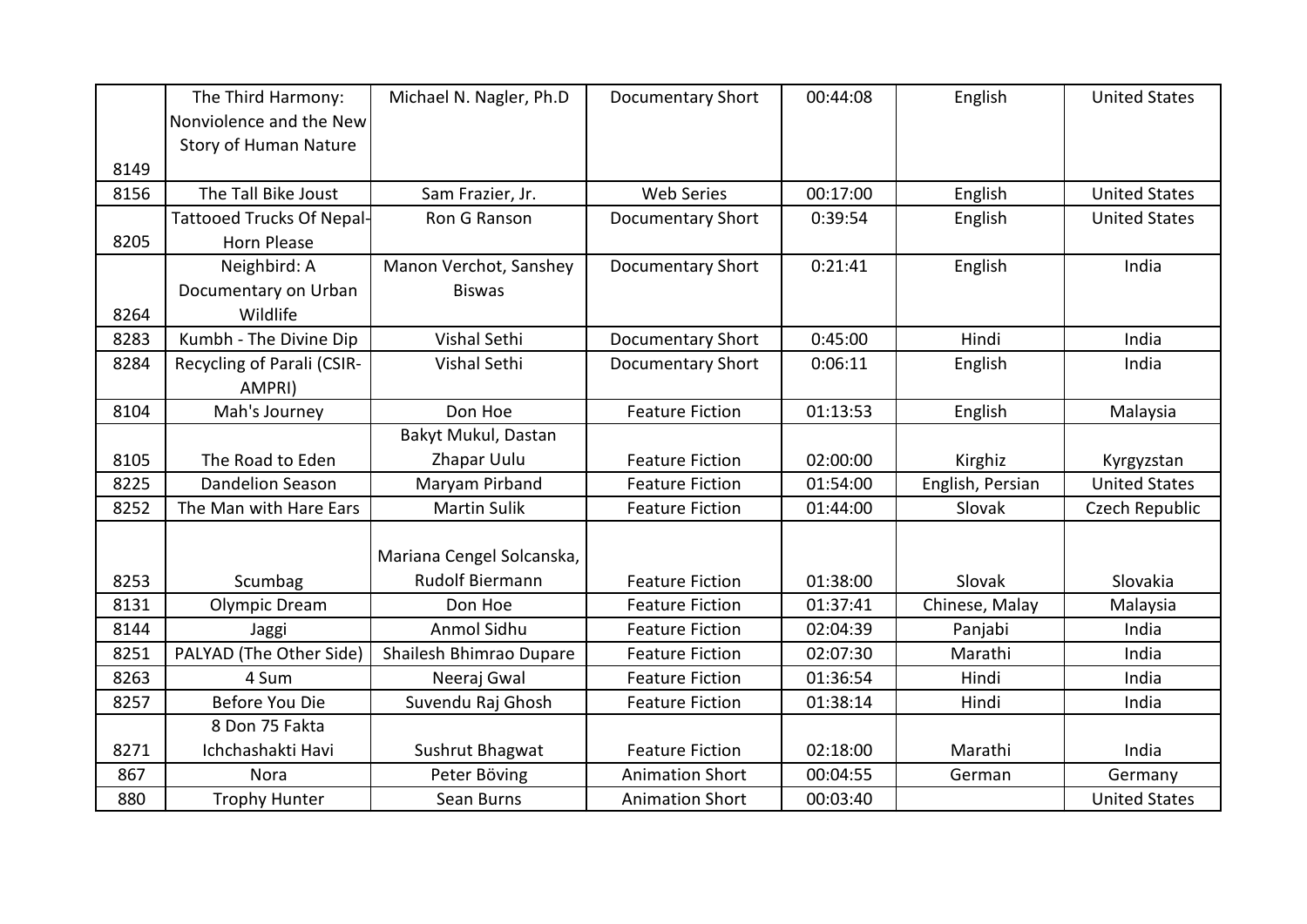| 8149 | The Third Harmony: Nonviolence and the New Story of Human Nature | Michael N. Nagler, Ph.D | Documentary Short | 00:44:08 | English | United States |
|---|---|---|---|---|---|---|
| 8156 | The Tall Bike Joust | Sam Frazier, Jr. | Web Series | 00:17:00 | English | United States |
| 8205 | Tattooed Trucks Of Nepal-Horn Please | Ron G Ranson | Documentary Short | 0:39:54 | English | United States |
| 8264 | Neighbird: A Documentary on Urban Wildlife | Manon Verchot, Sanshey Biswas | Documentary Short | 0:21:41 | English | India |
| 8283 | Kumbh - The Divine Dip | Vishal Sethi | Documentary Short | 0:45:00 | Hindi | India |
| 8284 | Recycling of Parali (CSIR-AMPRI) | Vishal Sethi | Documentary Short | 0:06:11 | English | India |
| 8104 | Mah's Journey | Don Hoe | Feature Fiction | 01:13:53 | English | Malaysia |
| 8105 | The Road to Eden | Bakyt Mukul, Dastan Zhapar Uulu | Feature Fiction | 02:00:00 | Kirghiz | Kyrgyzstan |
| 8225 | Dandelion Season | Maryam Pirband | Feature Fiction | 01:54:00 | English, Persian | United States |
| 8252 | The Man with Hare Ears | Martin Sulik | Feature Fiction | 01:44:00 | Slovak | Czech Republic |
| 8253 | Scumbag | Mariana Cengel Solcanska, Rudolf Biermann | Feature Fiction | 01:38:00 | Slovak | Slovakia |
| 8131 | Olympic Dream | Don Hoe | Feature Fiction | 01:37:41 | Chinese, Malay | Malaysia |
| 8144 | Jaggi | Anmol Sidhu | Feature Fiction | 02:04:39 | Panjabi | India |
| 8251 | PALYAD (The Other Side) | Shailesh Bhimrao Dupare | Feature Fiction | 02:07:30 | Marathi | India |
| 8263 | 4 Sum | Neeraj Gwal | Feature Fiction | 01:36:54 | Hindi | India |
| 8257 | Before You Die | Suvendu Raj Ghosh | Feature Fiction | 01:38:14 | Hindi | India |
| 8271 | 8 Don 75 Fakta Ichchashakti Havi | Sushrut Bhagwat | Feature Fiction | 02:18:00 | Marathi | India |
| 867 | Nora | Peter Böving | Animation Short | 00:04:55 | German | Germany |
| 880 | Trophy Hunter | Sean Burns | Animation Short | 00:03:40 | | United States |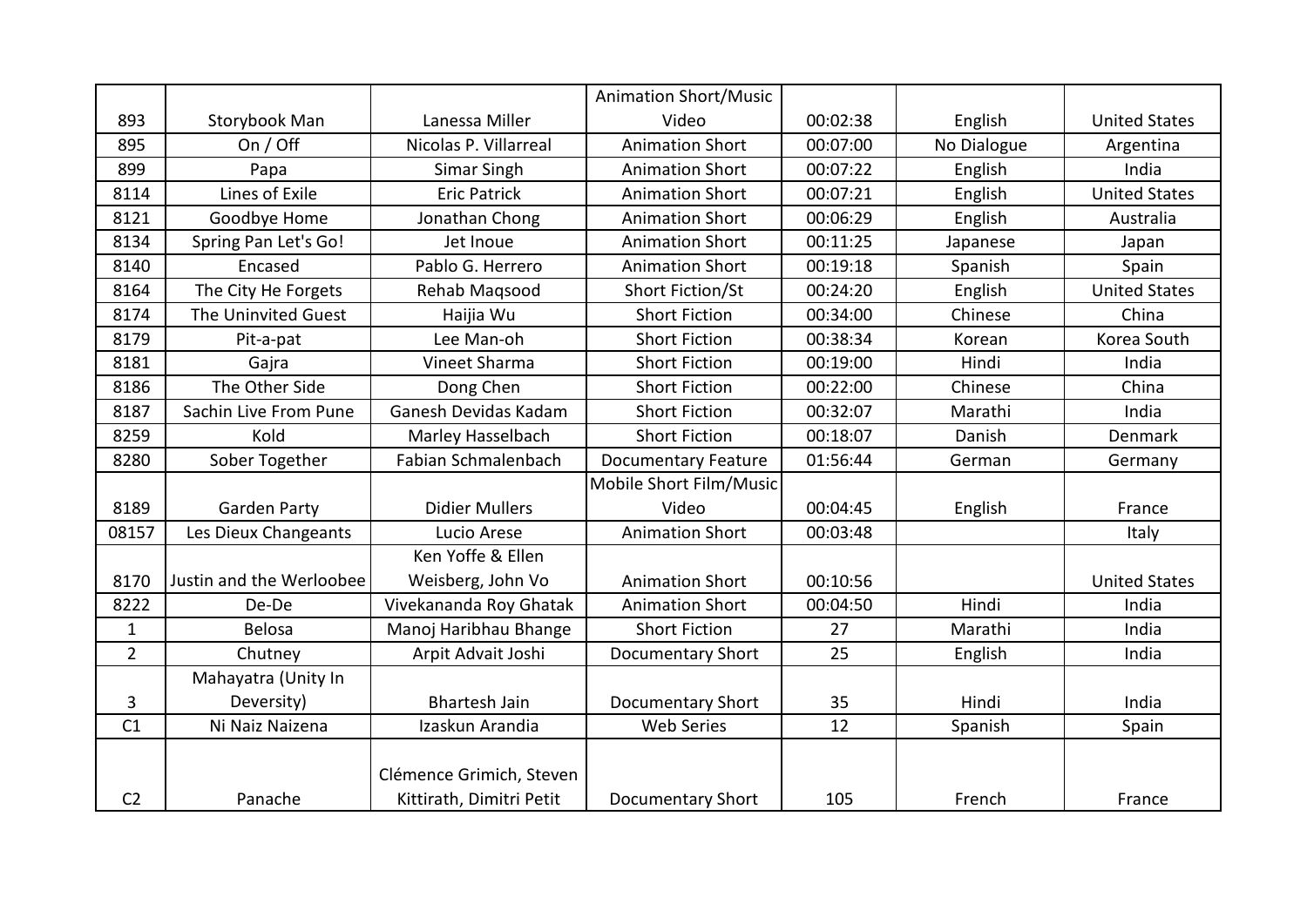| | | | | | | |
|---|---|---|---|---|---|---|
| 893 | Storybook Man | Lanessa Miller | Animation Short/Music Video | 00:02:38 | English | United States |
| 895 | On / Off | Nicolas P. Villarreal | Animation Short | 00:07:00 | No Dialogue | Argentina |
| 899 | Papa | Simar Singh | Animation Short | 00:07:22 | English | India |
| 8114 | Lines of Exile | Eric Patrick | Animation Short | 00:07:21 | English | United States |
| 8121 | Goodbye Home | Jonathan Chong | Animation Short | 00:06:29 | English | Australia |
| 8134 | Spring Pan Let's Go! | Jet Inoue | Animation Short | 00:11:25 | Japanese | Japan |
| 8140 | Encased | Pablo G. Herrero | Animation Short | 00:19:18 | Spanish | Spain |
| 8164 | The City He Forgets | Rehab Maqsood | Short Fiction/St | 00:24:20 | English | United States |
| 8174 | The Uninvited Guest | Haijia Wu | Short Fiction | 00:34:00 | Chinese | China |
| 8179 | Pit-a-pat | Lee Man-oh | Short Fiction | 00:38:34 | Korean | Korea South |
| 8181 | Gajra | Vineet Sharma | Short Fiction | 00:19:00 | Hindi | India |
| 8186 | The Other Side | Dong Chen | Short Fiction | 00:22:00 | Chinese | China |
| 8187 | Sachin Live From Pune | Ganesh Devidas Kadam | Short Fiction | 00:32:07 | Marathi | India |
| 8259 | Kold | Marley Hasselbach | Short Fiction | 00:18:07 | Danish | Denmark |
| 8280 | Sober Together | Fabian Schmalenbach | Documentary Feature | 01:56:44 | German | Germany |
| 8189 | Garden Party | Didier Mullers | Mobile Short Film/Music Video | 00:04:45 | English | France |
| 08157 | Les Dieux Changeants | Lucio Arese | Animation Short | 00:03:48 | | Italy |
| 8170 | Justin and the Werloobee | Ken Yoffe & Ellen Weisberg, John Vo | Animation Short | 00:10:56 | | United States |
| 8222 | De-De | Vivekananda Roy Ghatak | Animation Short | 00:04:50 | Hindi | India |
| 1 | Belosa | Manoj Haribhau Bhange | Short Fiction | 27 | Marathi | India |
| 2 | Chutney | Arpit Advait Joshi | Documentary Short | 25 | English | India |
| 3 | Mahayatra (Unity In Deversity) | Bhartesh Jain | Documentary Short | 35 | Hindi | India |
| C1 | Ni Naiz Naizena | Izaskun Arandia | Web Series | 12 | Spanish | Spain |
| C2 | Panache | Clémence Grimich, Steven Kittirath, Dimitri Petit | Documentary Short | 105 | French | France |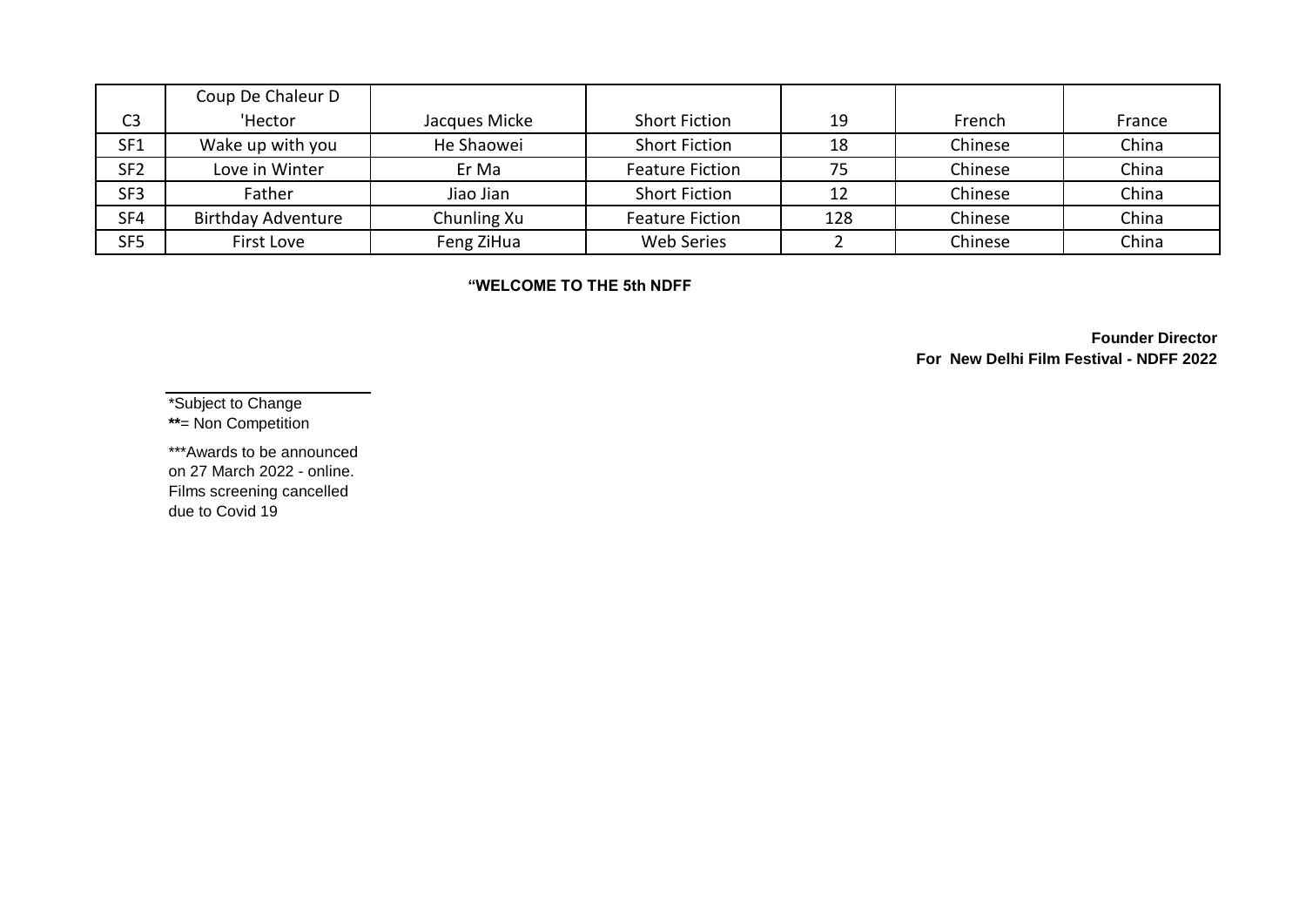| | | | | | | |
|---|---|---|---|---|---|---|
| C3 | Coup De Chaleur D 'Hector | Jacques Micke | Short Fiction | 19 | French | France |
| SF1 | Wake up with you | He Shaowei | Short Fiction | 18 | Chinese | China |
| SF2 | Love in Winter | Er Ma | Feature Fiction | 75 | Chinese | China |
| SF3 | Father | Jiao Jian | Short Fiction | 12 | Chinese | China |
| SF4 | Birthday Adventure | Chunling Xu | Feature Fiction | 128 | Chinese | China |
| SF5 | First Love | Feng ZiHua | Web Series | 2 | Chinese | China |

**"WELCOME TO THE 5th NDFF**

**Founder Director**
**For New Delhi Film Festival - NDFF 2022**

---

*Subject to Change
**= Non Competition

***Awards to be announced on 27 March 2022 - online. Films screening cancelled due to Covid 19